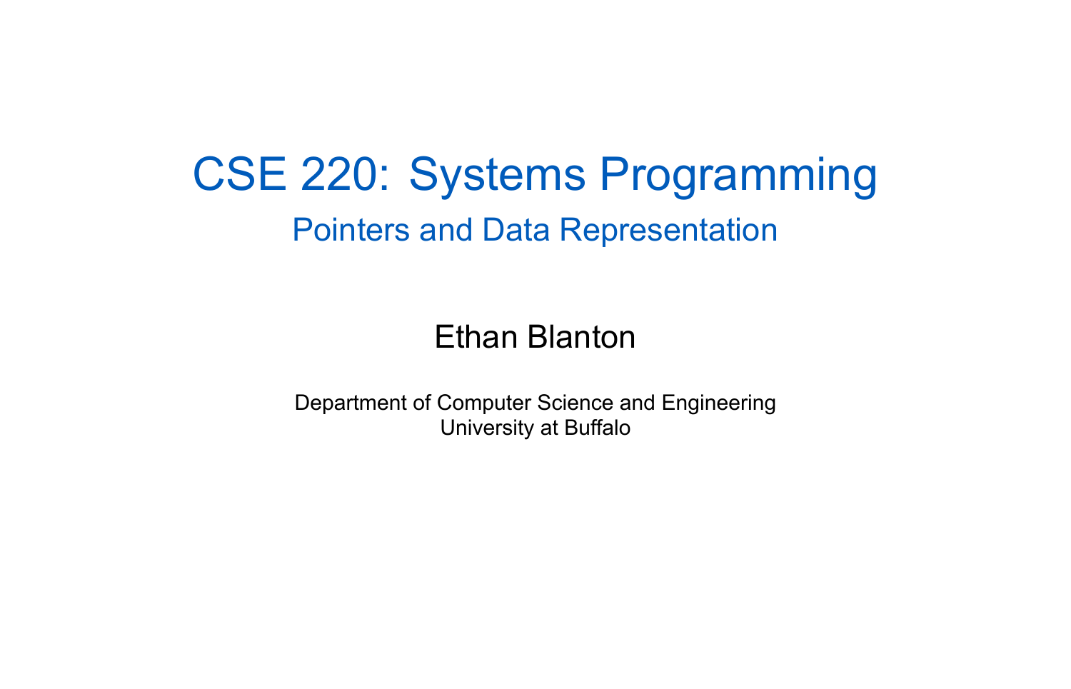# CSE 220: Systems Programming

## Pointers and Data Representation

Ethan Blanton

Department of Computer Science and Engineering
University at Buffalo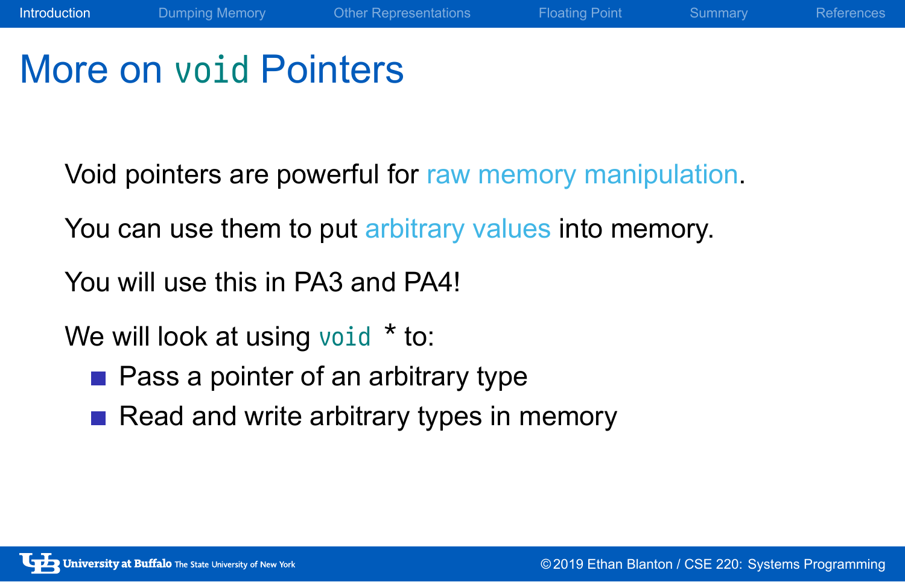# More on `void` Pointers

Void pointers are powerful for raw memory manipulation.

You can use them to put arbitrary values into memory.

You will use this in PA3 and PA4!

We will look at using `void *` to:

- Pass a pointer of an arbitrary type
- Read and write arbitrary types in memory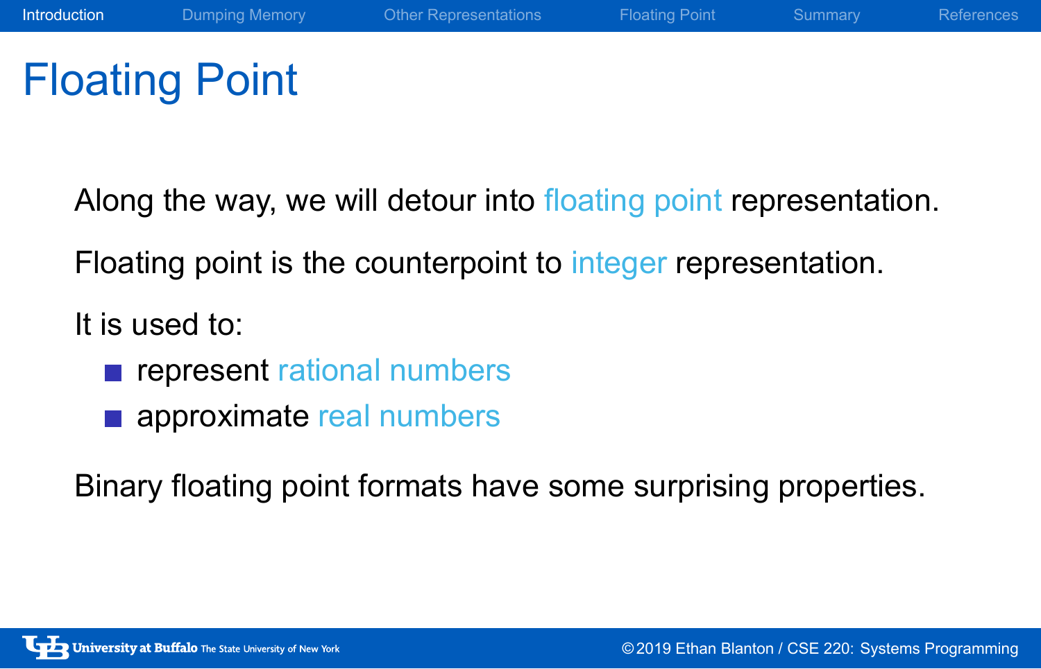# Floating Point

Along the way, we will detour into floating point representation.

Floating point is the counterpoint to integer representation.

It is used to:

- represent rational numbers
- approximate real numbers

Binary floating point formats have some surprising properties.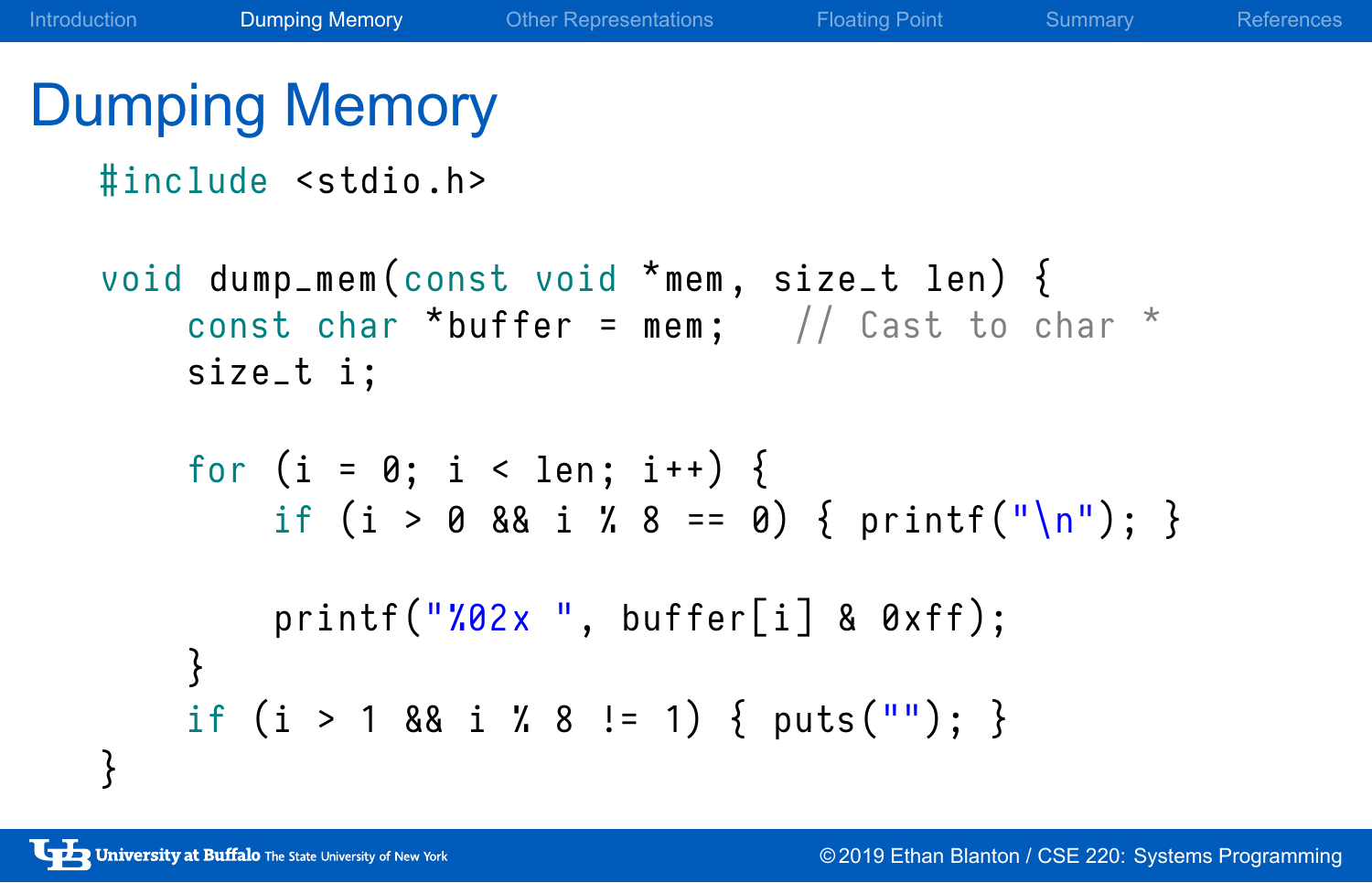# Dumping Memory

```c
#include <stdio.h>

void dump_mem(const void *mem, size_t len) {
    const char *buffer = mem;   // Cast to char *
    size_t i;

    for (i = 0; i < len; i++) {
        if (i > 0 && i % 8 == 0) { printf("\n"); }

        printf("%02x ", buffer[i] & 0xff);
    }
    if (i > 1 && i % 8 != 1) { puts(""); }
}
```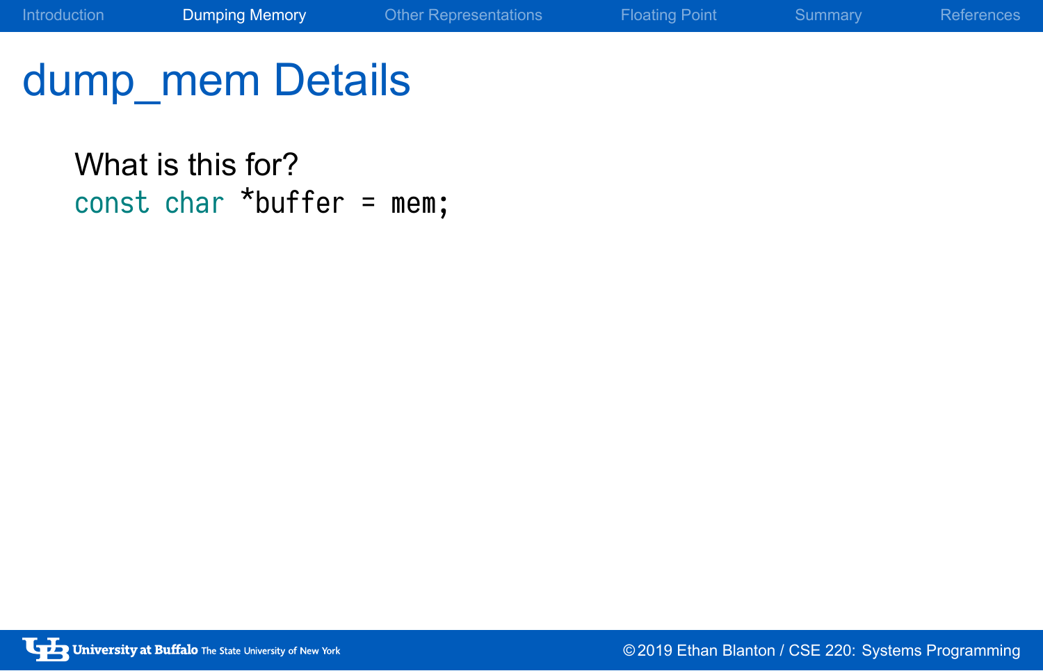# dump_mem Details

What is this for?

```
const char *buffer = mem;
```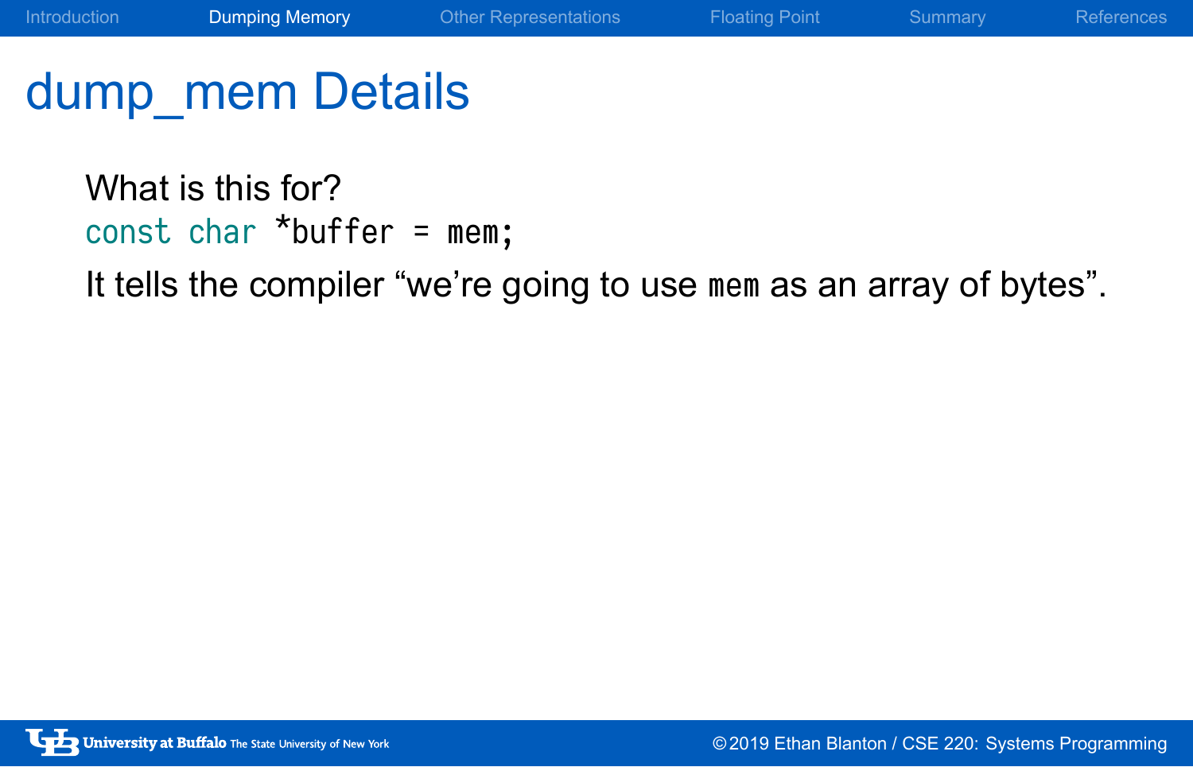# dump_mem Details

What is this for?

```
const char *buffer = mem;
```

It tells the compiler "we're going to use `mem` as an array of bytes".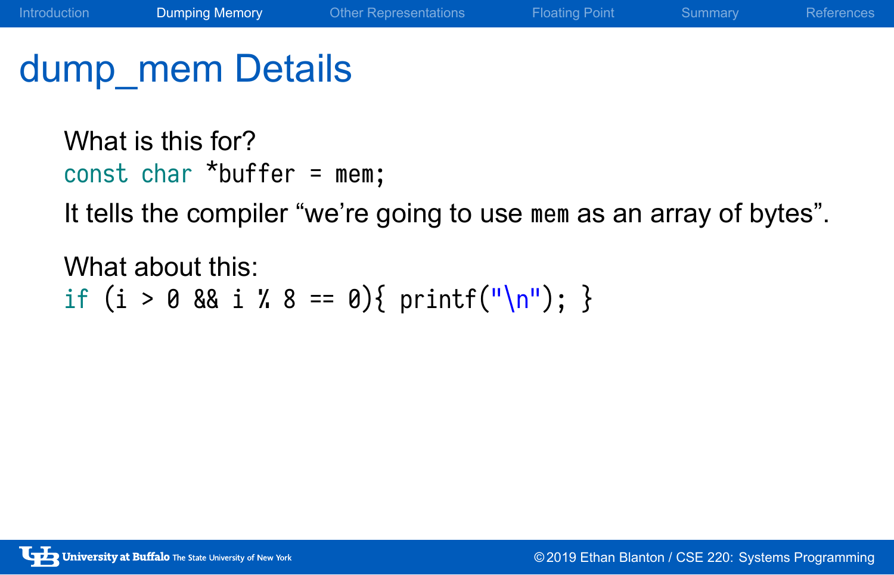# dump_mem Details

What is this for?

```
const char *buffer = mem;
```

It tells the compiler “we’re going to use `mem` as an array of bytes”.

What about this:

```
if (i > 0 && i % 8 == 0){ printf("\n"); }
```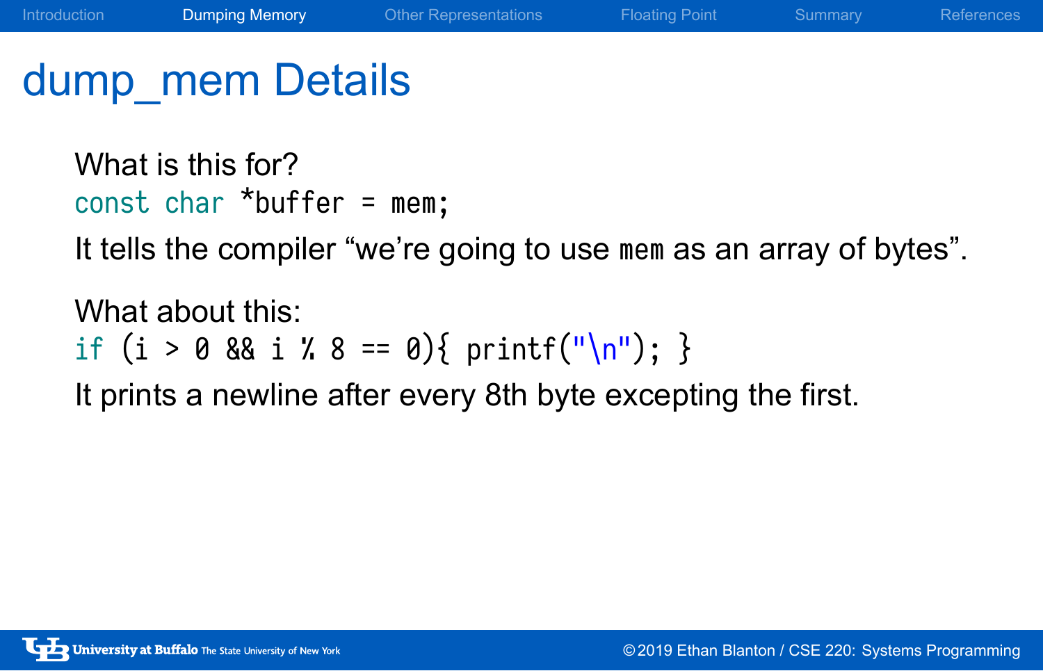# dump_mem Details

What is this for?

```
const char *buffer = mem;
```

It tells the compiler “we’re going to use `mem` as an array of bytes”.

What about this:

```
if (i > 0 && i % 8 == 0){ printf("\n"); }
```

It prints a newline after every 8th byte excepting the first.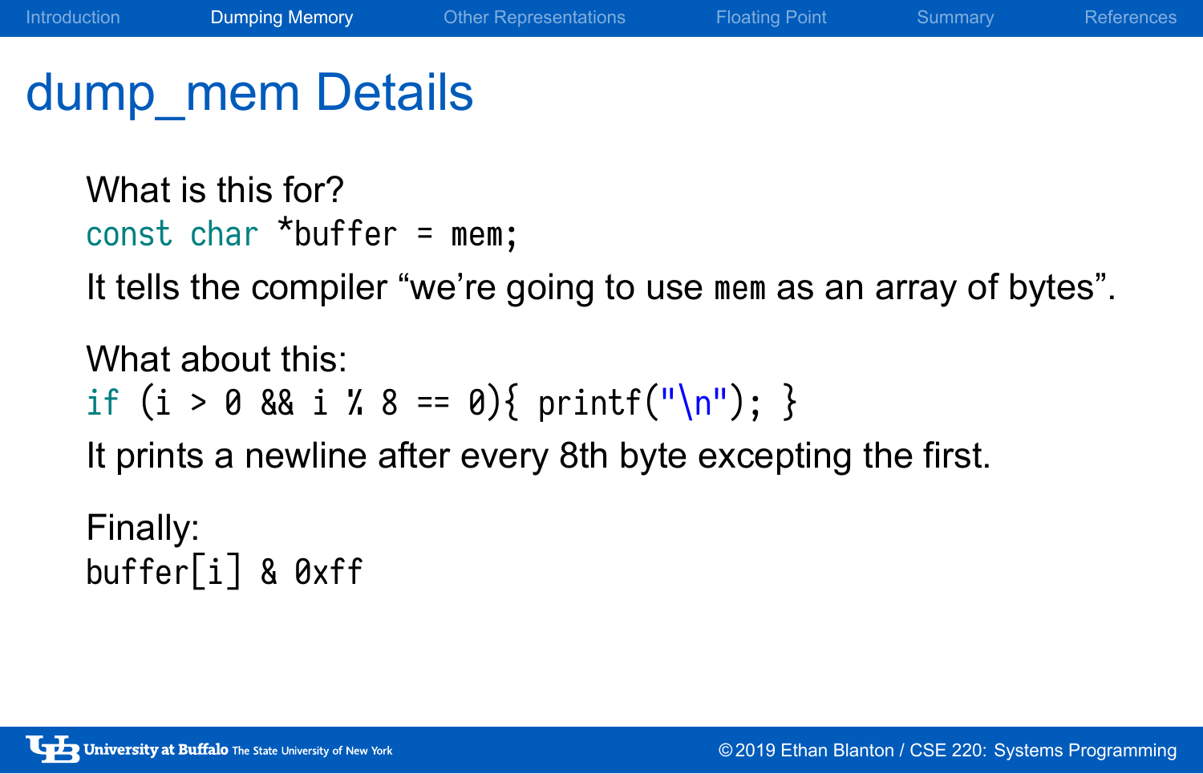# dump_mem Details

What is this for?

```
const char *buffer = mem;
```

It tells the compiler “we’re going to use `mem` as an array of bytes”.

What about this:

```
if (i > 0 && i % 8 == 0){ printf("\n"); }
```

It prints a newline after every 8th byte excepting the first.

Finally:

```
buffer[i] & 0xff
```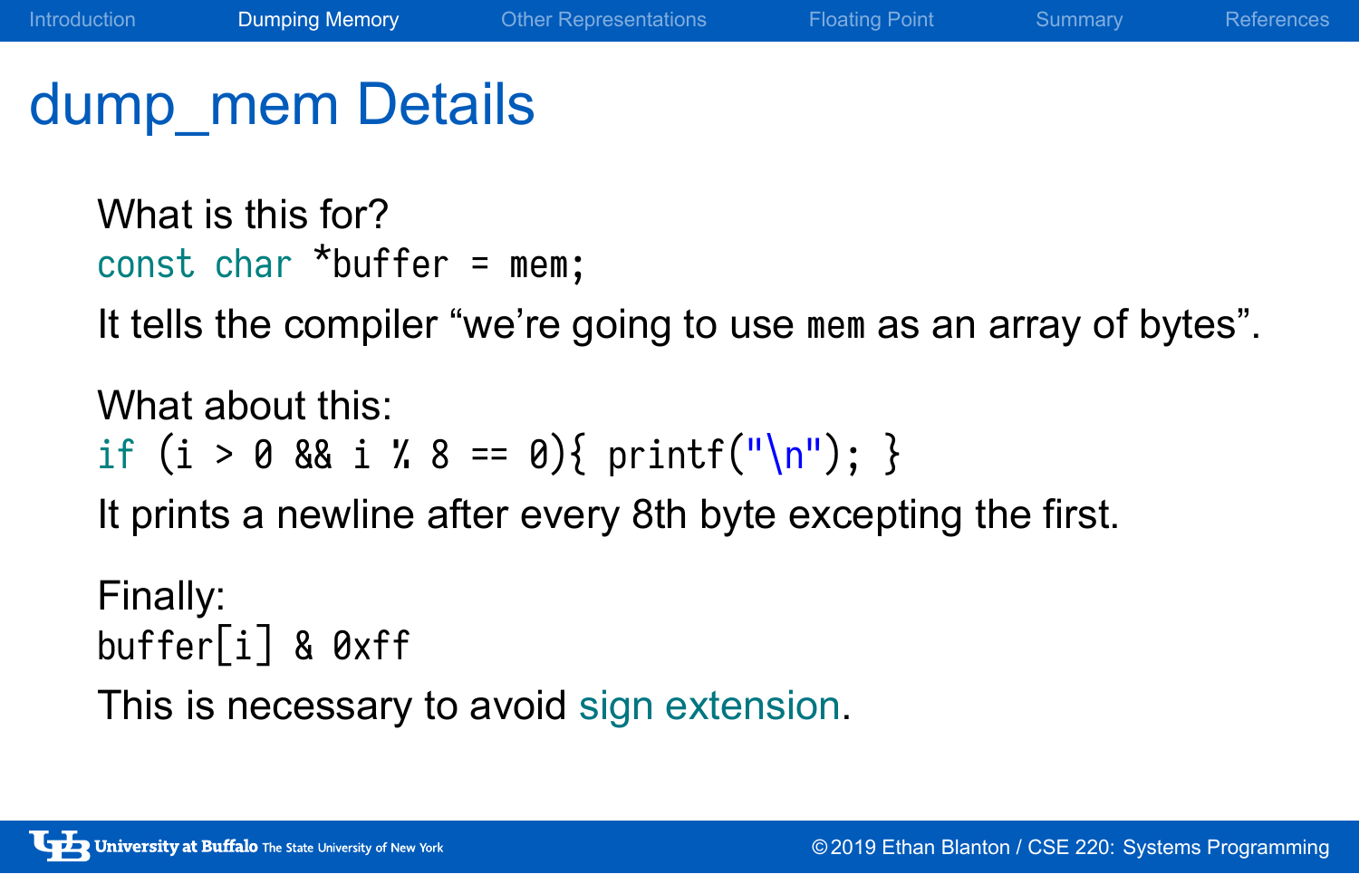# dump_mem Details

What is this for?

```
const char *buffer = mem;
```

It tells the compiler “we’re going to use `mem` as an array of bytes”.

What about this:

```
if (i > 0 && i % 8 == 0){ printf("\n"); }
```

It prints a newline after every 8th byte excepting the first.

Finally:

```
buffer[i] & 0xff
```

This is necessary to avoid sign extension.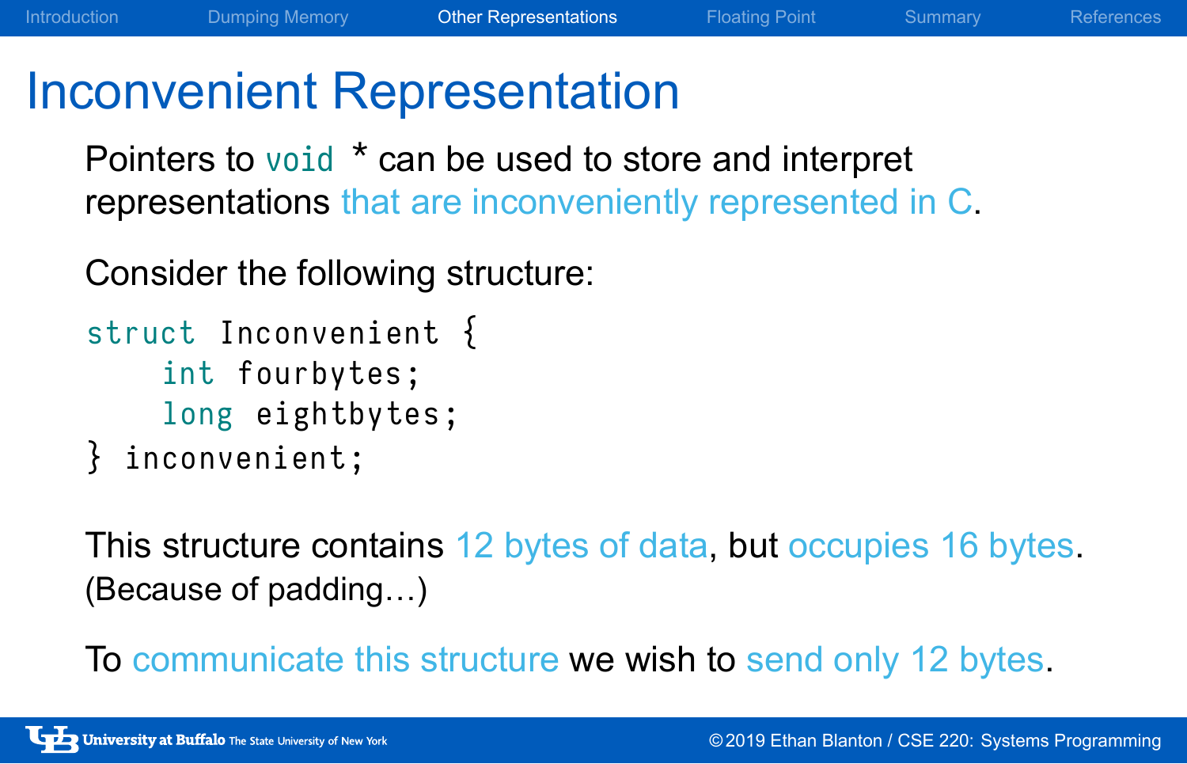# Inconvenient Representation

Pointers to `void *` can be used to store and interpret representations that are inconveniently represented in C.

Consider the following structure:

```
struct Inconvenient {
    int fourbytes;
    long eightbytes;
} inconvenient;
```

This structure contains 12 bytes of data, but occupies 16 bytes. (Because of padding…)

To communicate this structure we wish to send only 12 bytes.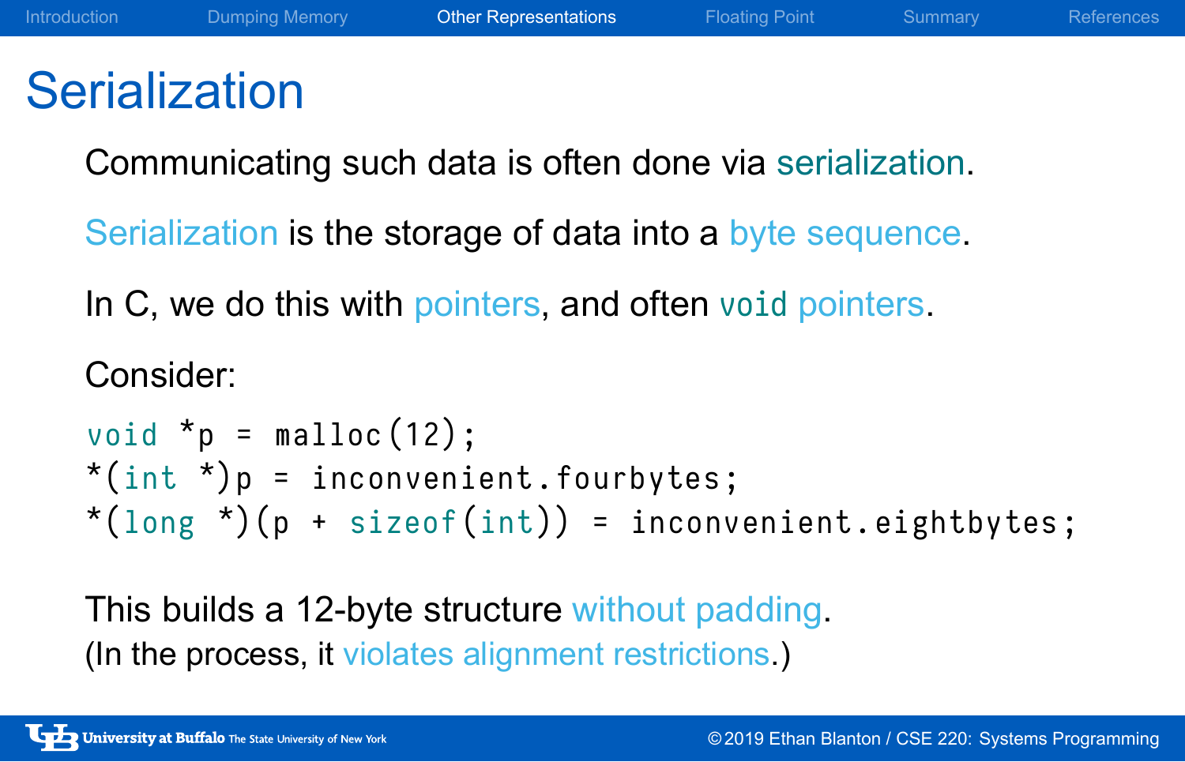# Serialization

Communicating such data is often done via serialization.

Serialization is the storage of data into a byte sequence.

In C, we do this with pointers, and often `void` pointers.

Consider:

```
void *p = malloc(12);
*(int *)p = inconvenient.fourbytes;
*(long *)(p + sizeof(int)) = inconvenient.eightbytes;
```

This builds a 12-byte structure without padding.
(In the process, it violates alignment restrictions.)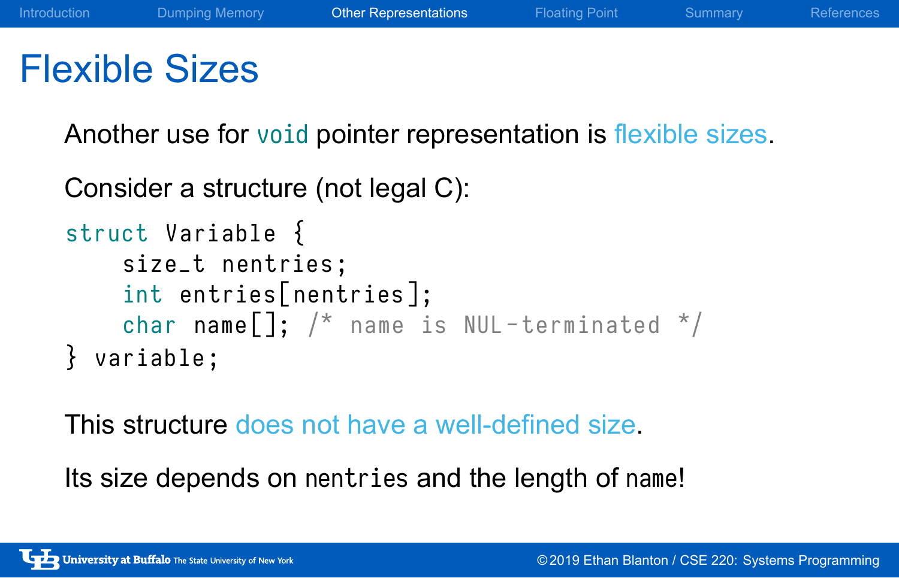# Flexible Sizes

Another use for `void` pointer representation is flexible sizes.

Consider a structure (not legal C):

```
struct Variable {
    size_t nentries;
    int entries[nentries];
    char name[]; /* name is NUL-terminated */
} variable;
```

This structure does not have a well-defined size.

Its size depends on `nentries` and the length of `name`!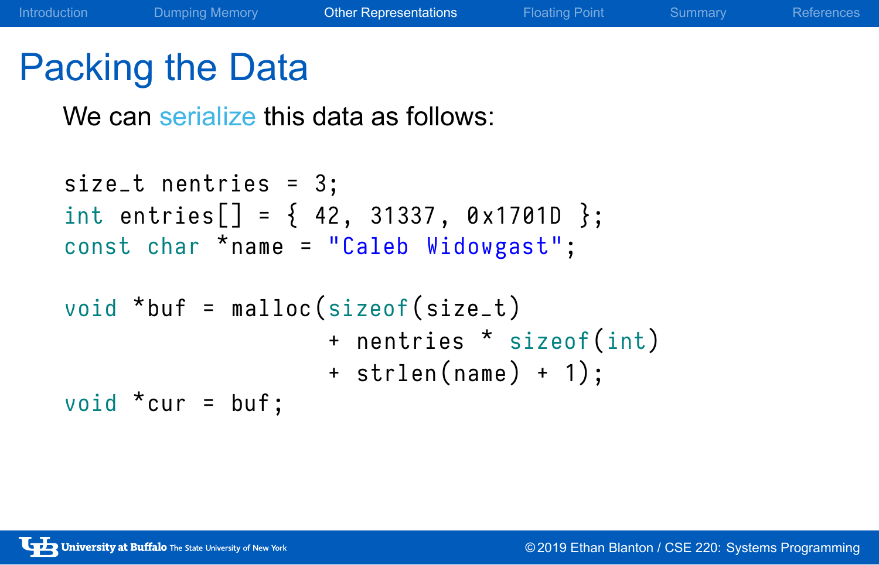# Packing the Data

We can serialize this data as follows:

```
size_t nentries = 3;
int entries[] = { 42, 31337, 0x1701D };
const char *name = "Caleb Widowgast";

void *buf = malloc(sizeof(size_t)
                   + nentries * sizeof(int)
                   + strlen(name) + 1);
void *cur = buf;
```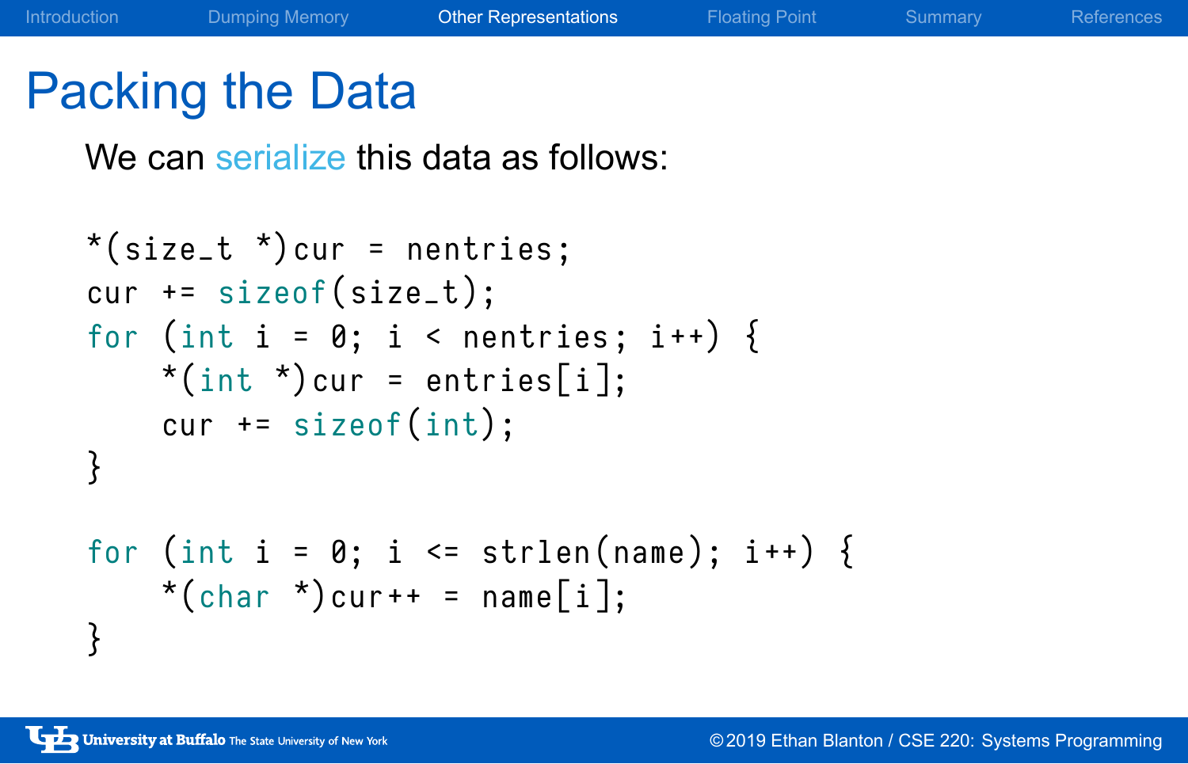# Packing the Data

We can serialize this data as follows:

```
*(size_t *)cur = nentries;
cur += sizeof(size_t);
for (int i = 0; i < nentries; i++) {
    *(int *)cur = entries[i];
    cur += sizeof(int);
}

for (int i = 0; i <= strlen(name); i++) {
    *(char *)cur++ = name[i];
}
```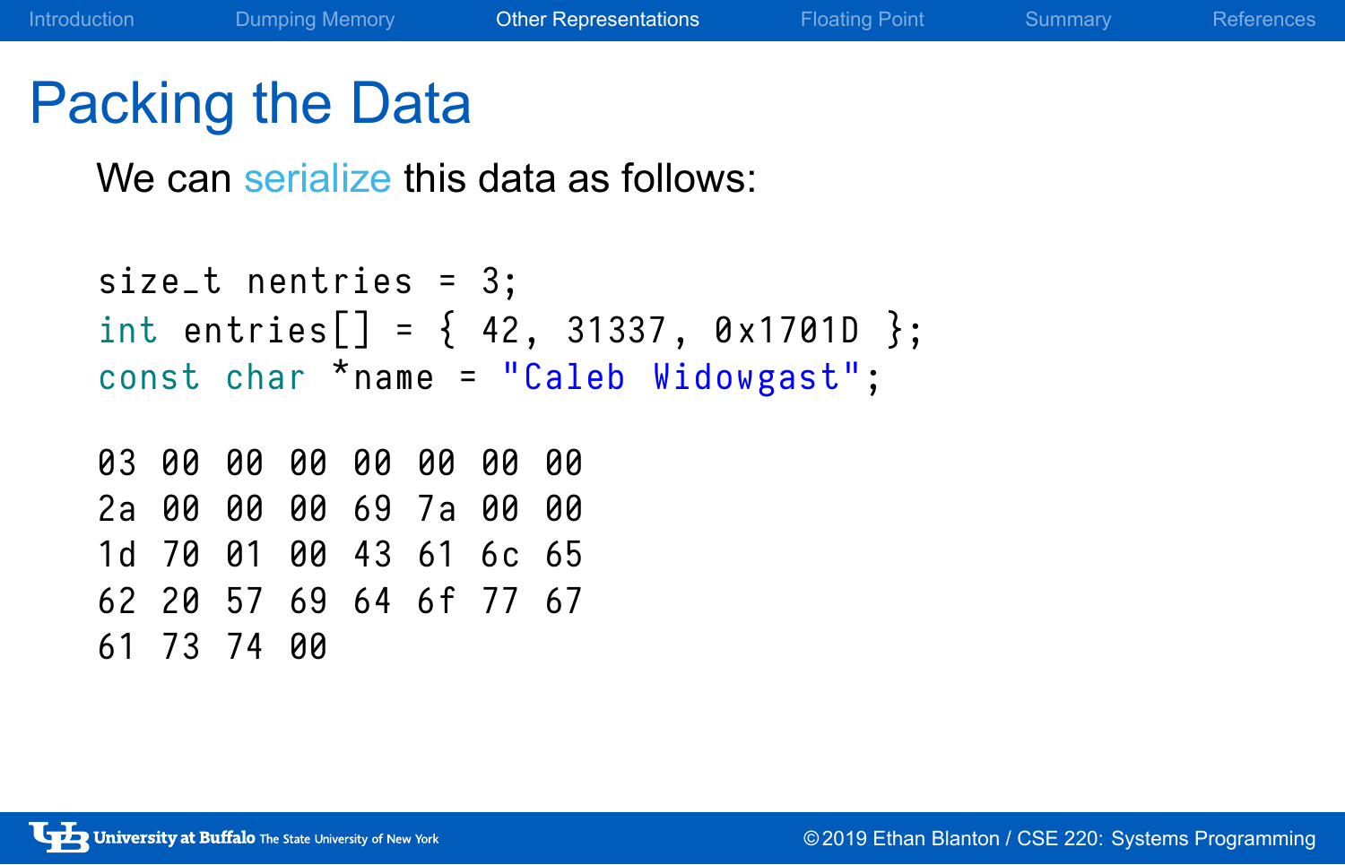# Packing the Data

We can serialize this data as follows:

```
size_t nentries = 3;
int entries[] = { 42, 31337, 0x1701D };
const char *name = "Caleb Widowgast";
```

```
03 00 00 00 00 00 00 00
2a 00 00 00 69 7a 00 00
1d 70 01 00 43 61 6c 65
62 20 57 69 64 6f 77 67
61 73 74 00
```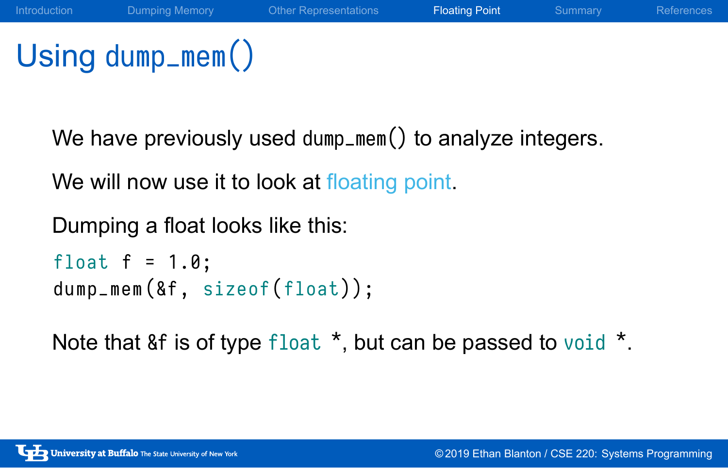# Using `dump_mem()`

We have previously used `dump_mem()` to analyze integers.

We will now use it to look at floating point.

Dumping a float looks like this:

```
float f = 1.0;
dump_mem(&f, sizeof(float));
```

Note that `&f` is of type `float *`, but can be passed to `void *`.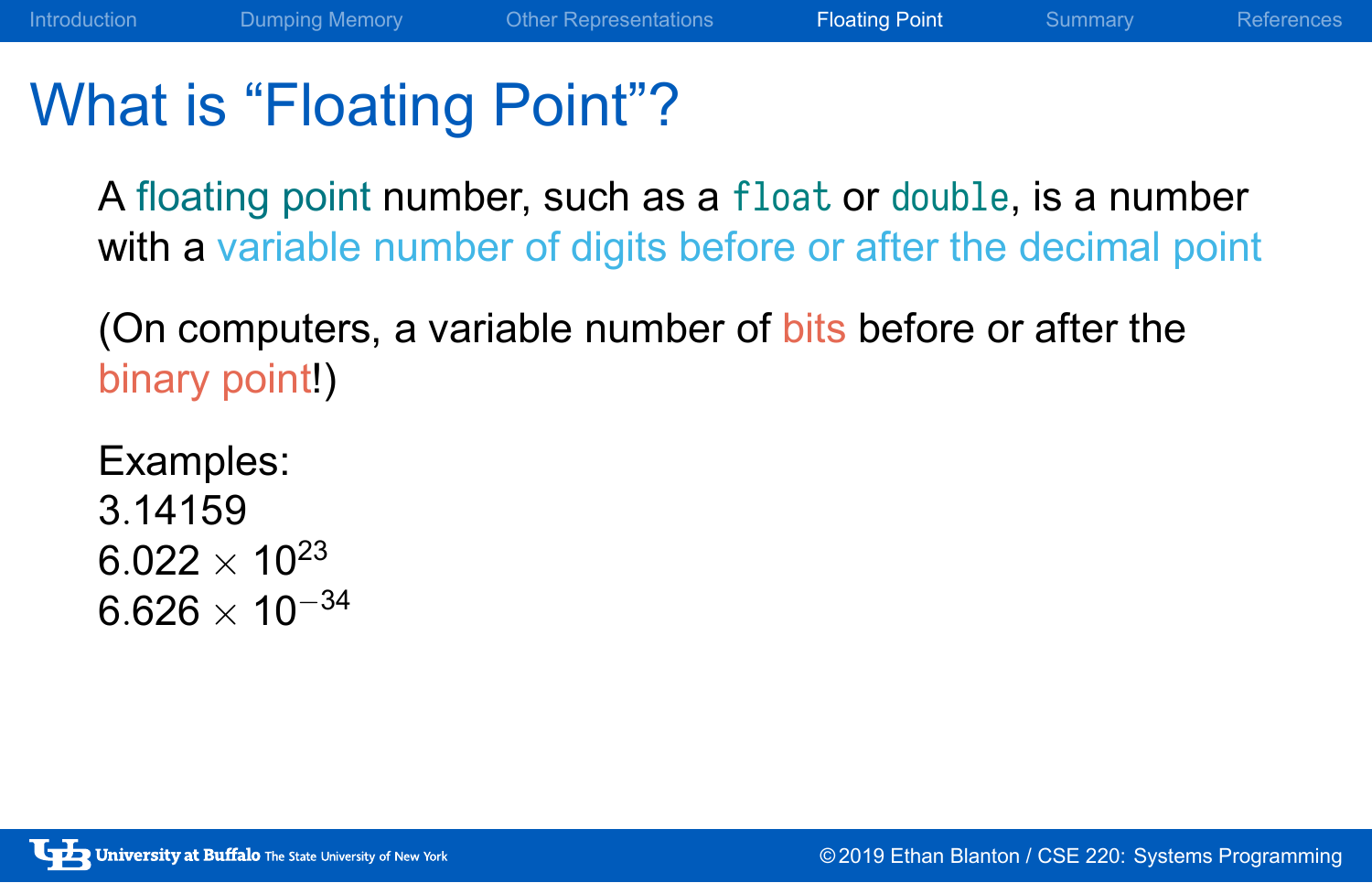# What is “Floating Point”?

A floating point number, such as a `float` or `double`, is a number with a variable number of digits before or after the decimal point

(On computers, a variable number of bits before or after the binary point!)

Examples:
3.14159
$6.022 \times 10^{23}$
$6.626 \times 10^{-34}$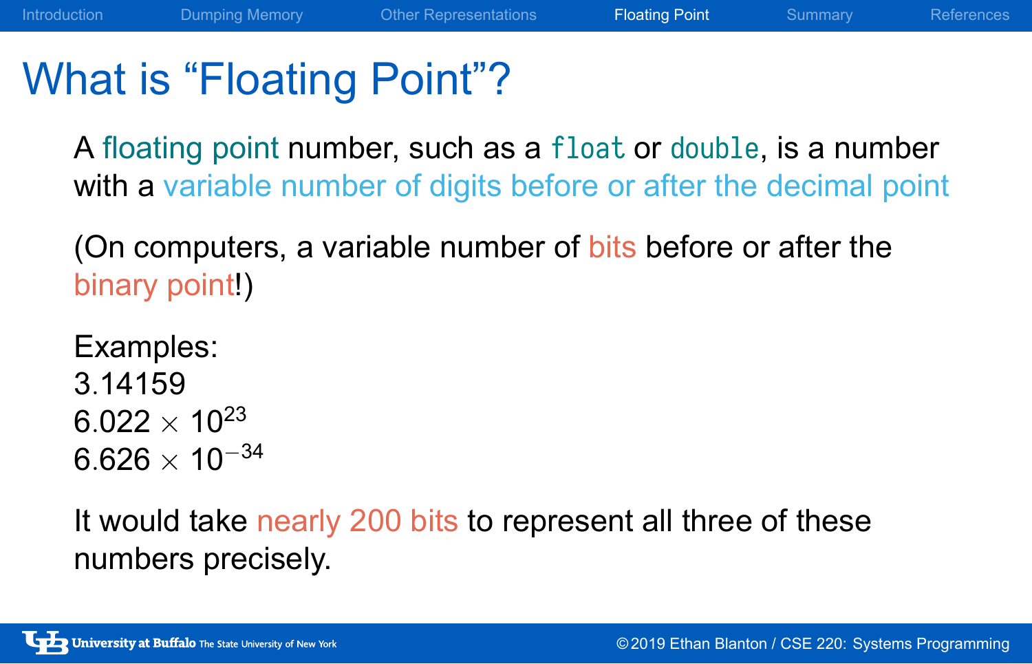# What is "Floating Point"?

A floating point number, such as a `float` or `double`, is a number with a variable number of digits before or after the decimal point

(On computers, a variable number of bits before or after the binary point!)

Examples:
3.14159
$6.022 \times 10^{23}$
$6.626 \times 10^{-34}$

It would take nearly 200 bits to represent all three of these numbers precisely.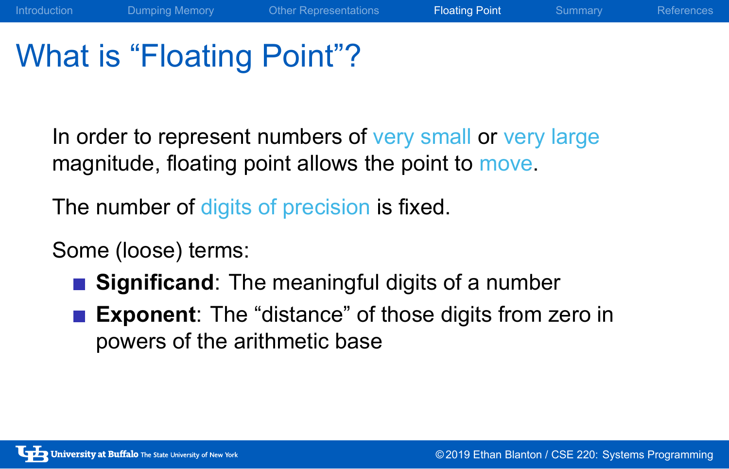# What is “Floating Point”?

In order to represent numbers of very small or very large magnitude, floating point allows the point to move.

The number of digits of precision is fixed.

Some (loose) terms:

- **Significand**: The meaningful digits of a number
- **Exponent**: The “distance” of those digits from zero in powers of the arithmetic base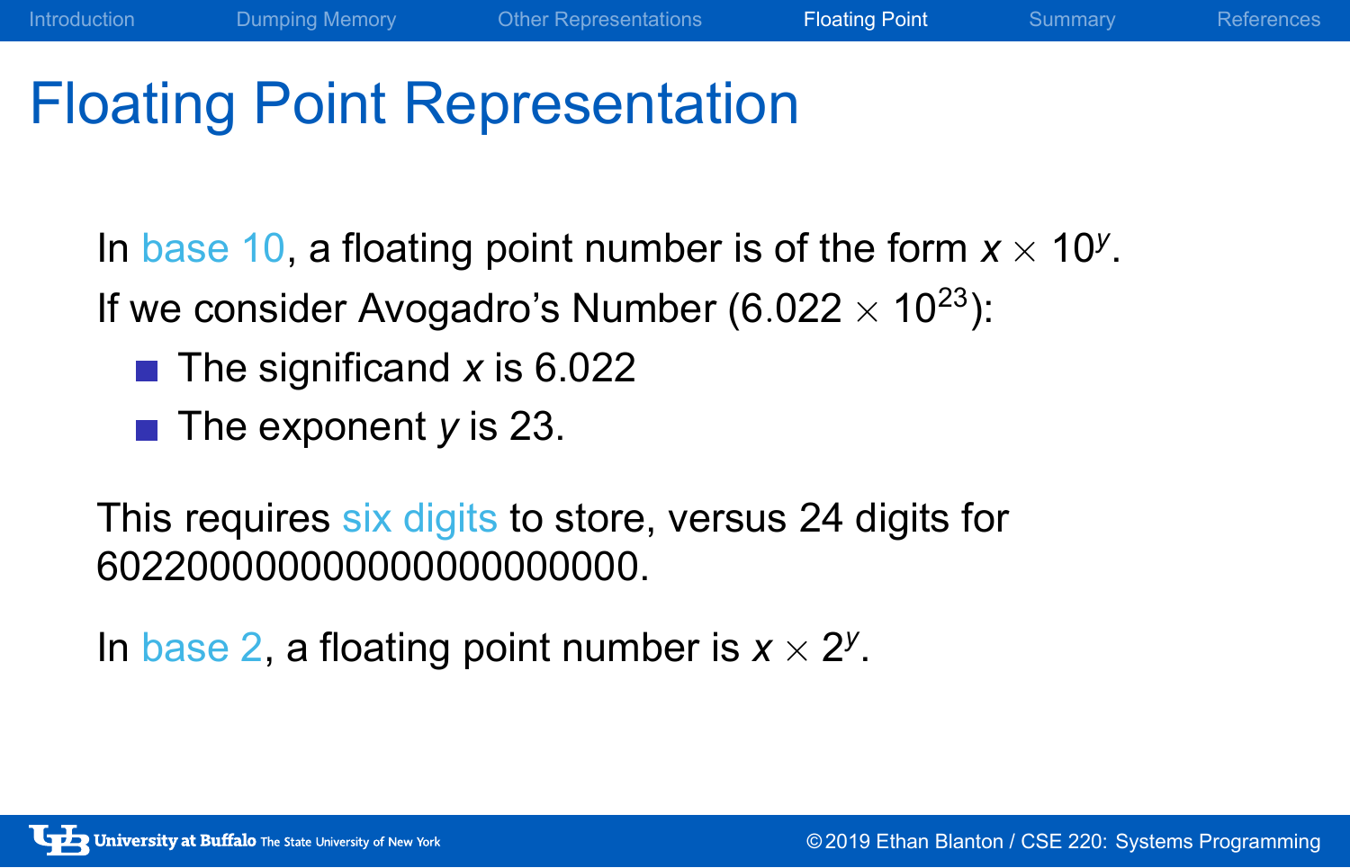# Floating Point Representation

In base 10, a floating point number is of the form $x \times 10^y$.

If we consider Avogadro's Number ($6.022 \times 10^{23}$):

- The significand $x$ is 6.022
- The exponent $y$ is 23.

This requires six digits to store, versus 24 digits for 602200000000000000000000.

In base 2, a floating point number is $x \times 2^y$.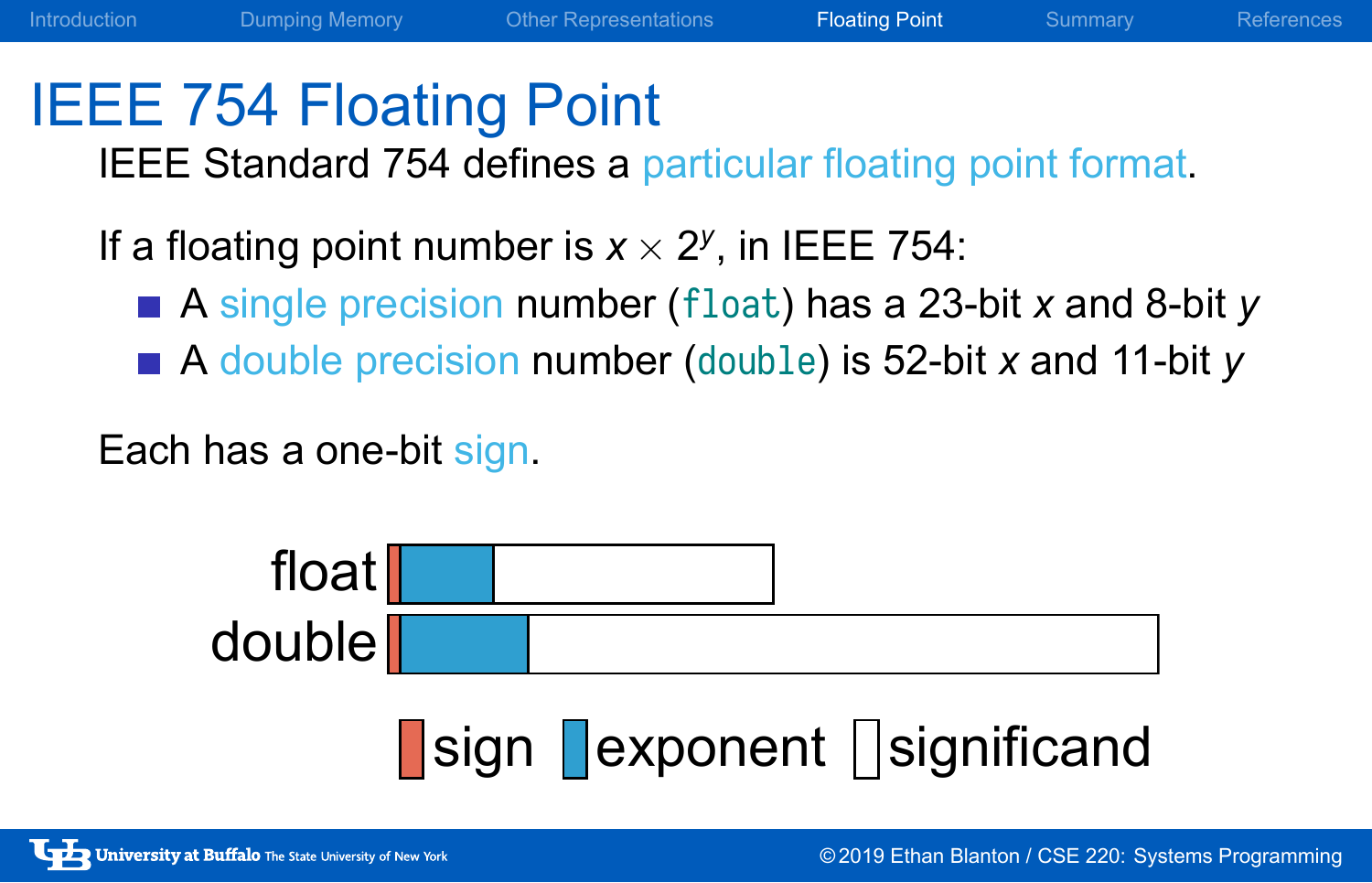# IEEE 754 Floating Point

IEEE Standard 754 defines a particular floating point format.

If a floating point number is $x \times 2^y$, in IEEE 754:

- A single precision number (`float`) has a 23-bit $x$ and 8-bit $y$
- A double precision number (`double`) is 52-bit $x$ and 11-bit $y$

Each has a one-bit sign.

float

double

sign exponent significand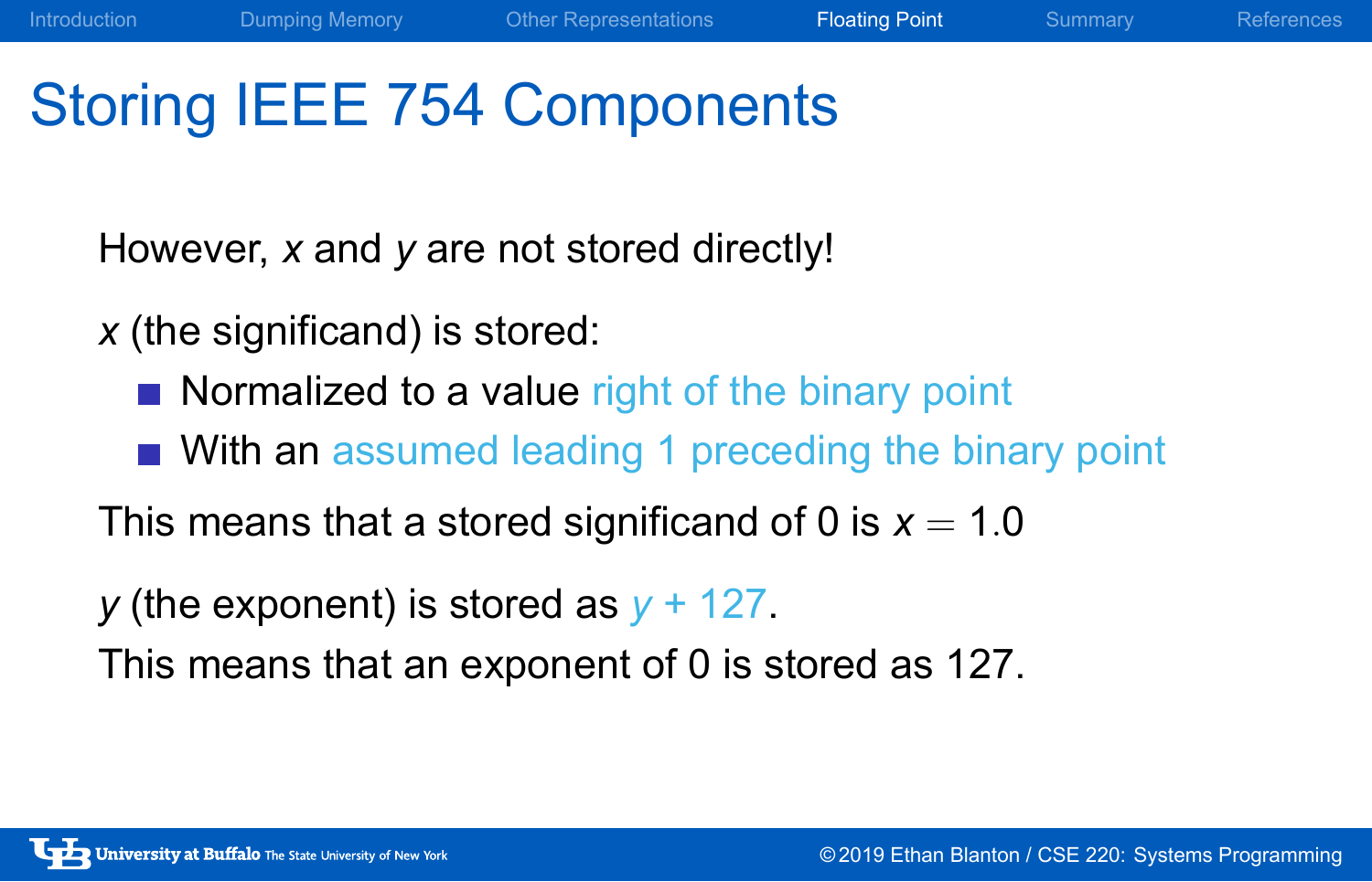# Storing IEEE 754 Components

However, $x$ and $y$ are not stored directly!

$x$ (the significand) is stored:

- Normalized to a value right of the binary point
- With an assumed leading 1 preceding the binary point

This means that a stored significand of 0 is $x = 1.0$

$y$ (the exponent) is stored as $y + 127$.

This means that an exponent of 0 is stored as 127.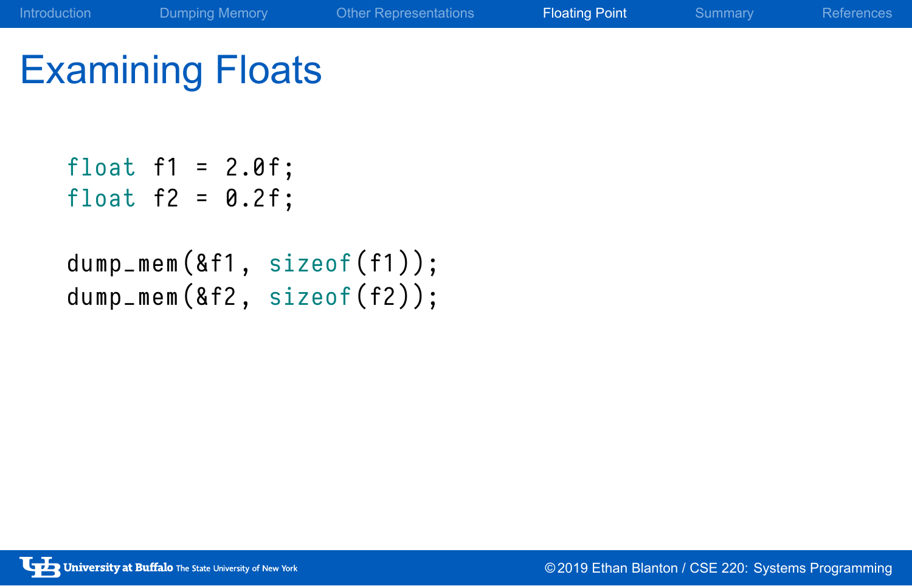# Examining Floats

```c
float f1 = 2.0f;
float f2 = 0.2f;

dump_mem(&f1, sizeof(f1));
dump_mem(&f2, sizeof(f2));
```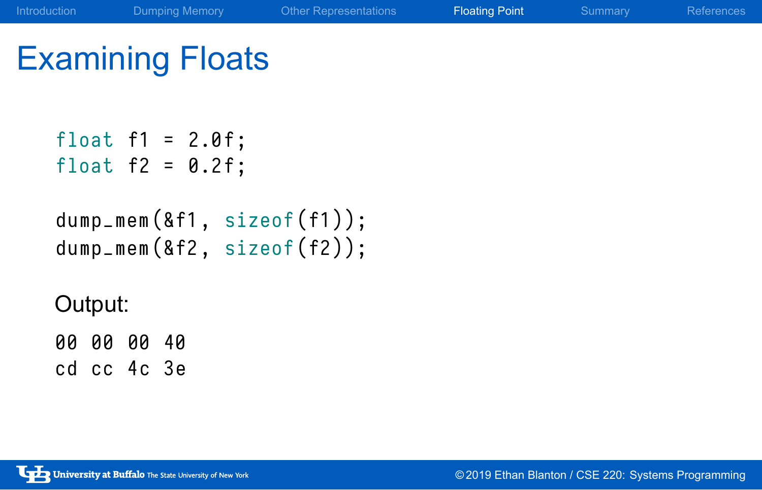# Examining Floats

```c
float f1 = 2.0f;
float f2 = 0.2f;

dump_mem(&f1, sizeof(f1));
dump_mem(&f2, sizeof(f2));
```

Output:

```
00 00 00 40
cd cc 4c 3e
```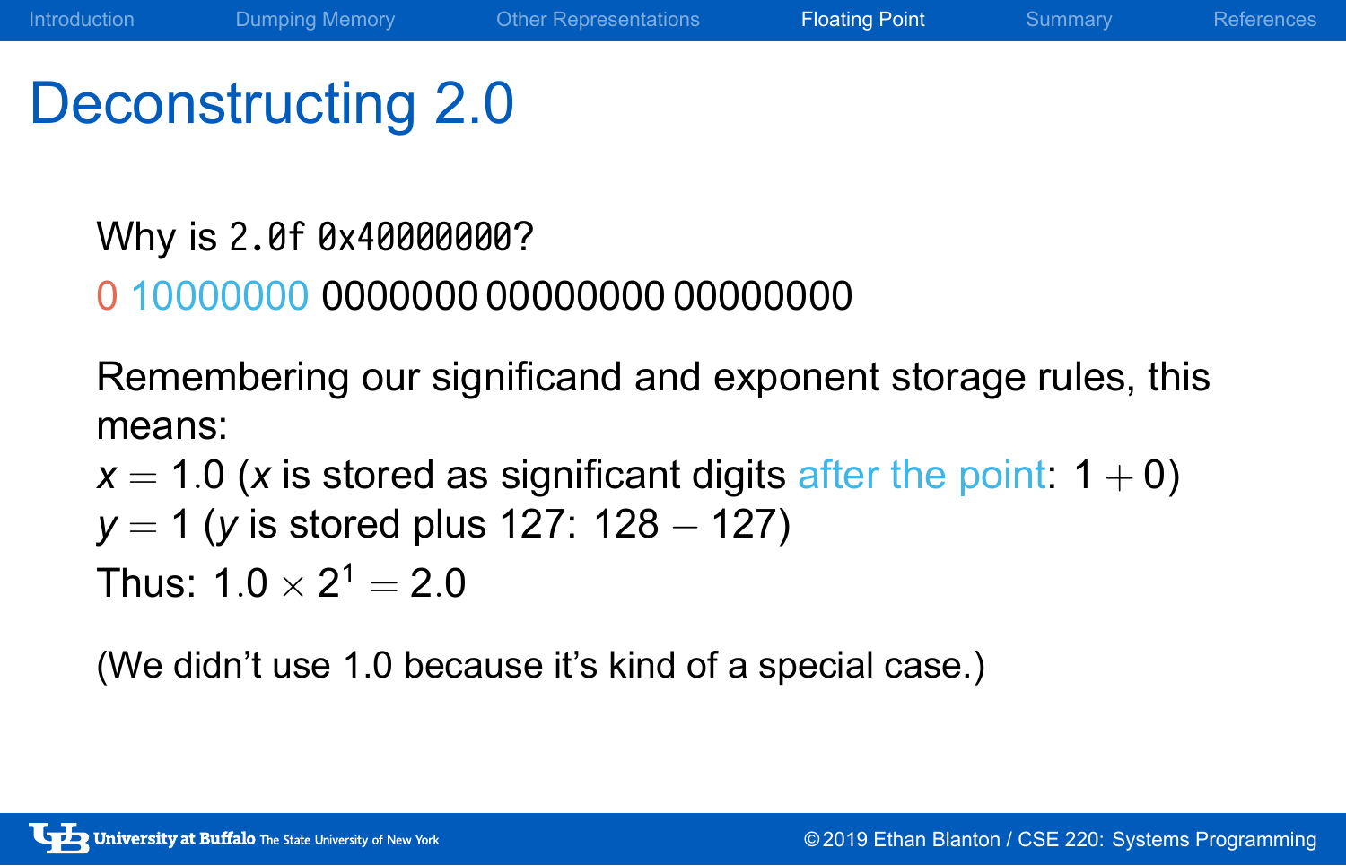# Deconstructing 2.0

Why is `2.0f` `0x40000000`?

0 10000000 0000000 00000000 00000000

Remembering our significand and exponent storage rules, this means:

$x = 1.0$ ($x$ is stored as significant digits after the point: $1 + 0$)

$y = 1$ ($y$ is stored plus 127: $128 - 127$)

Thus: $1.0 \times 2^1 = 2.0$

(We didn't use 1.0 because it's kind of a special case.)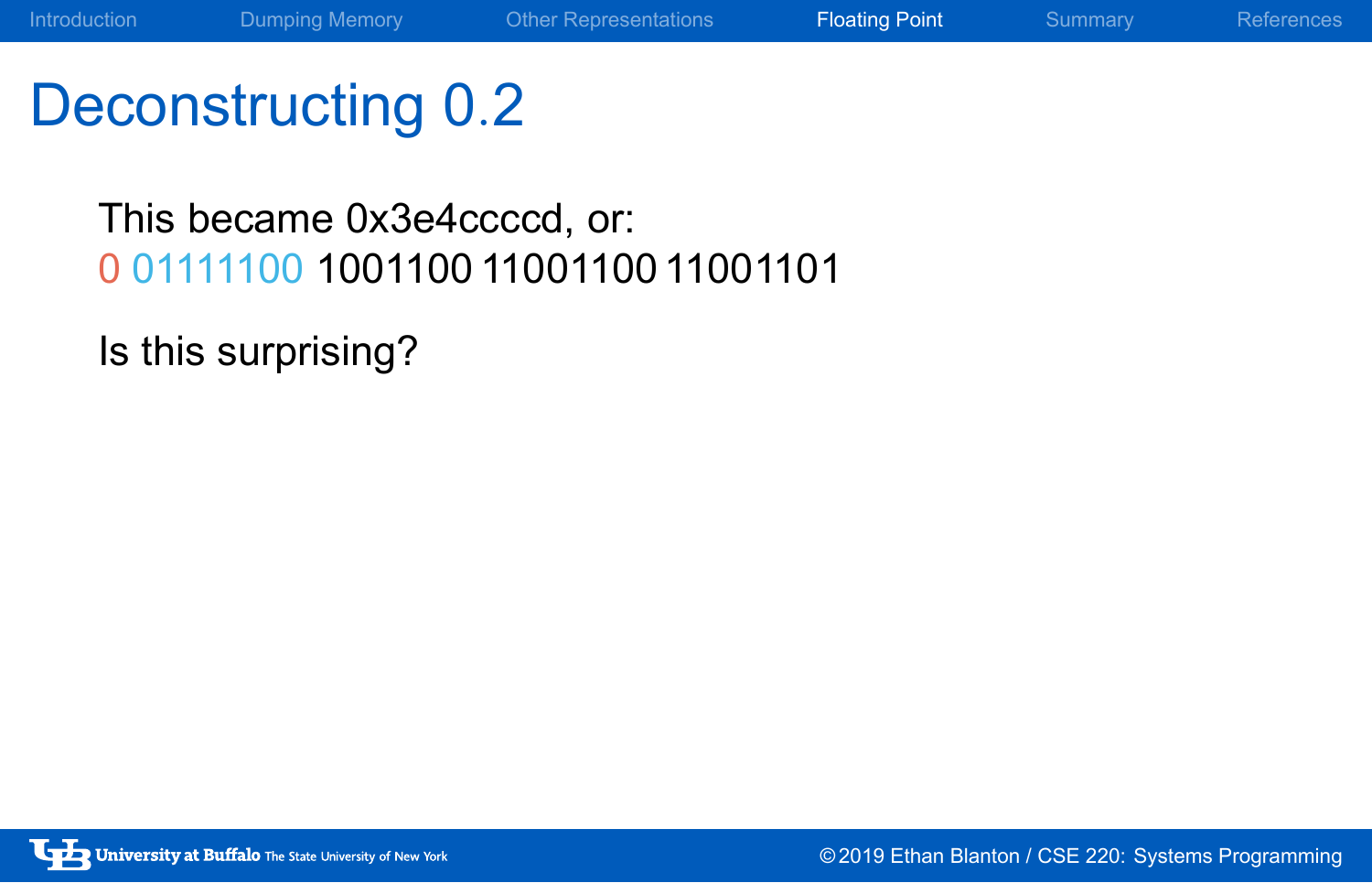# Deconstructing 0.2

This became 0x3e4ccccd, or:
0 01111100 1001100 11001100 11001101

Is this surprising?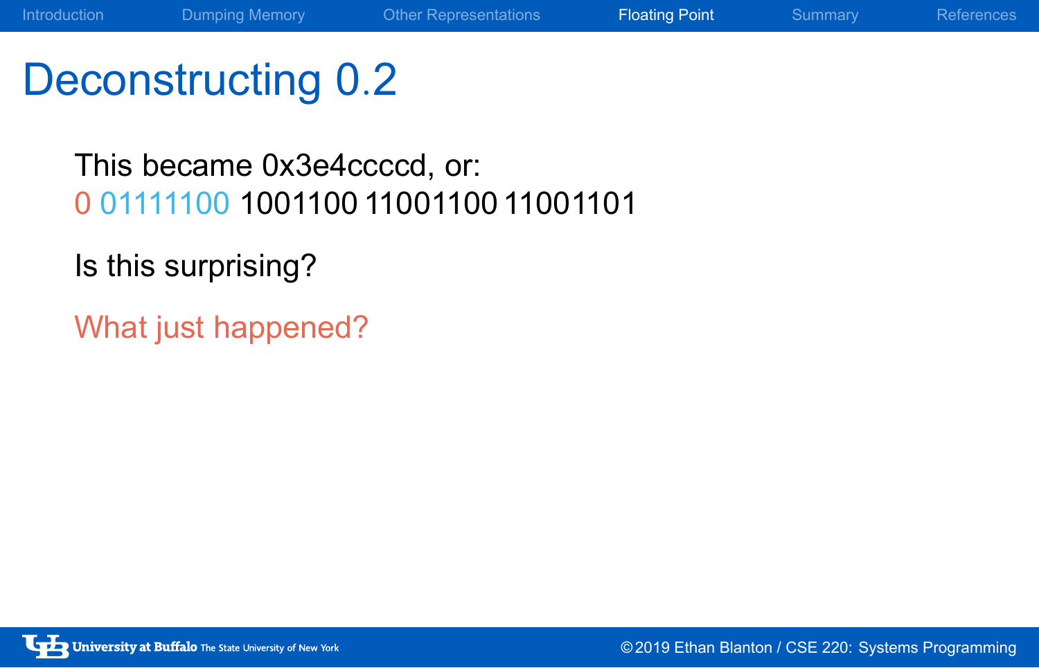# Deconstructing 0.2

This became 0x3e4ccccd, or:
0 01111100 1001100 11001100 11001101

Is this surprising?

What just happened?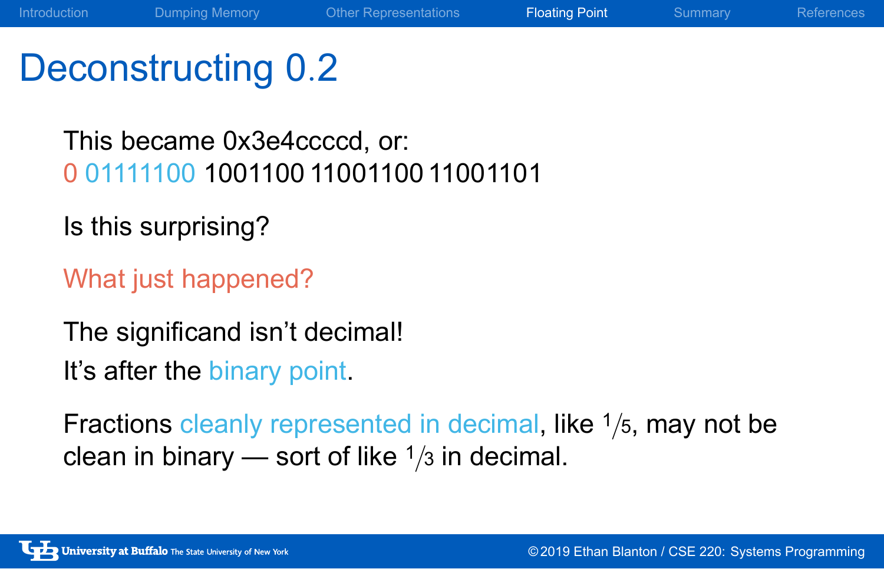# Deconstructing 0.2

This became 0x3e4ccccd, or:
0 01111100 1001100 11001100 11001101

Is this surprising?

What just happened?

The significand isn't decimal!

It's after the binary point.

Fractions cleanly represented in decimal, like $1/5$, may not be clean in binary — sort of like $1/3$ in decimal.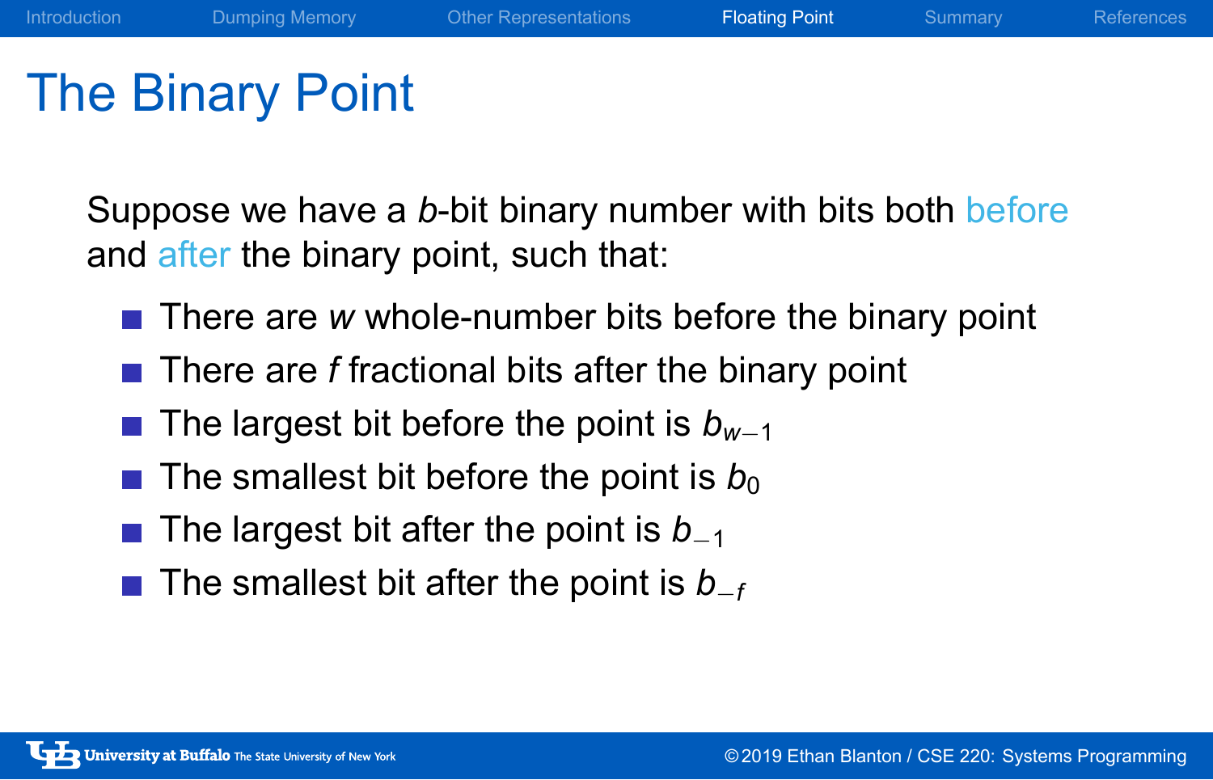# The Binary Point

Suppose we have a $b$-bit binary number with bits both before and after the binary point, such that:

- There are $w$ whole-number bits before the binary point
- There are $f$ fractional bits after the binary point
- The largest bit before the point is $b_{w-1}$
- The smallest bit before the point is $b_0$
- The largest bit after the point is $b_{-1}$
- The smallest bit after the point is $b_{-f}$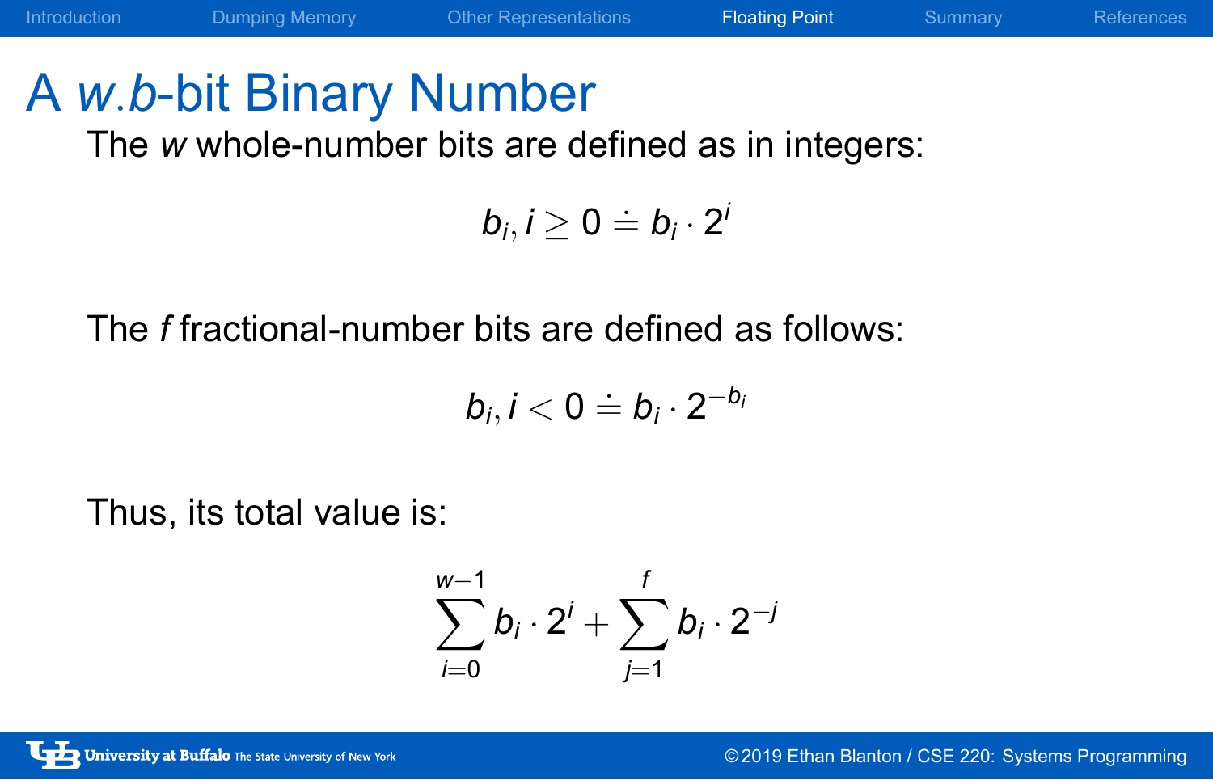# A *w*.*b*-bit Binary Number

The *w* whole-number bits are defined as in integers:

$$b_i, i \geq 0 \doteq b_i \cdot 2^i$$

The *f* fractional-number bits are defined as follows:

$$b_i, i < 0 \doteq b_i \cdot 2^{-b_i}$$

Thus, its total value is:

$$\sum_{i=0}^{w-1} b_i \cdot 2^i + \sum_{j=1}^{f} b_i \cdot 2^{-j}$$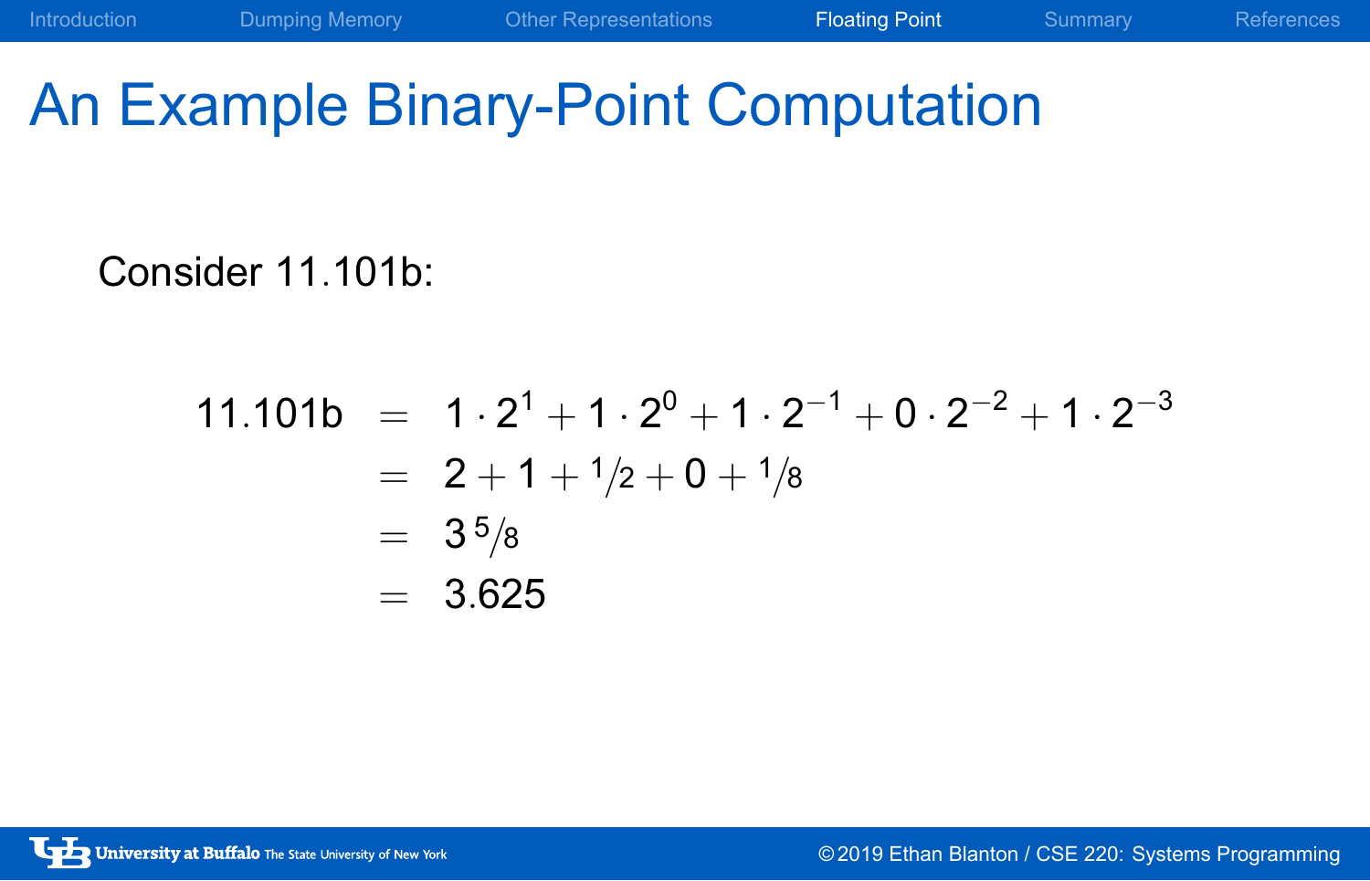# An Example Binary-Point Computation

Consider 11.101b:

$$
\begin{aligned}
11.101\text{b} &= 1 \cdot 2^1 + 1 \cdot 2^0 + 1 \cdot 2^{-1} + 0 \cdot 2^{-2} + 1 \cdot 2^{-3} \\
&= 2 + 1 + {}^1\!/_2 + 0 + {}^1\!/_8 \\
&= 3\,{}^5\!/_8 \\
&= 3.625
\end{aligned}
$$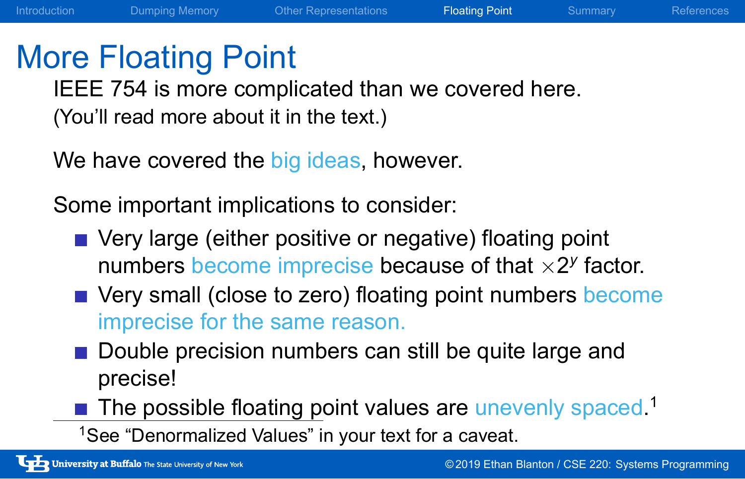# More Floating Point

IEEE 754 is more complicated than we covered here. (You'll read more about it in the text.)

We have covered the big ideas, however.

Some important implications to consider:

- Very large (either positive or negative) floating point numbers become imprecise because of that $\times 2^y$ factor.
- Very small (close to zero) floating point numbers become imprecise for the same reason.
- Double precision numbers can still be quite large and precise!
- The possible floating point values are unevenly spaced.[1]

[1] See "Denormalized Values" in your text for a caveat.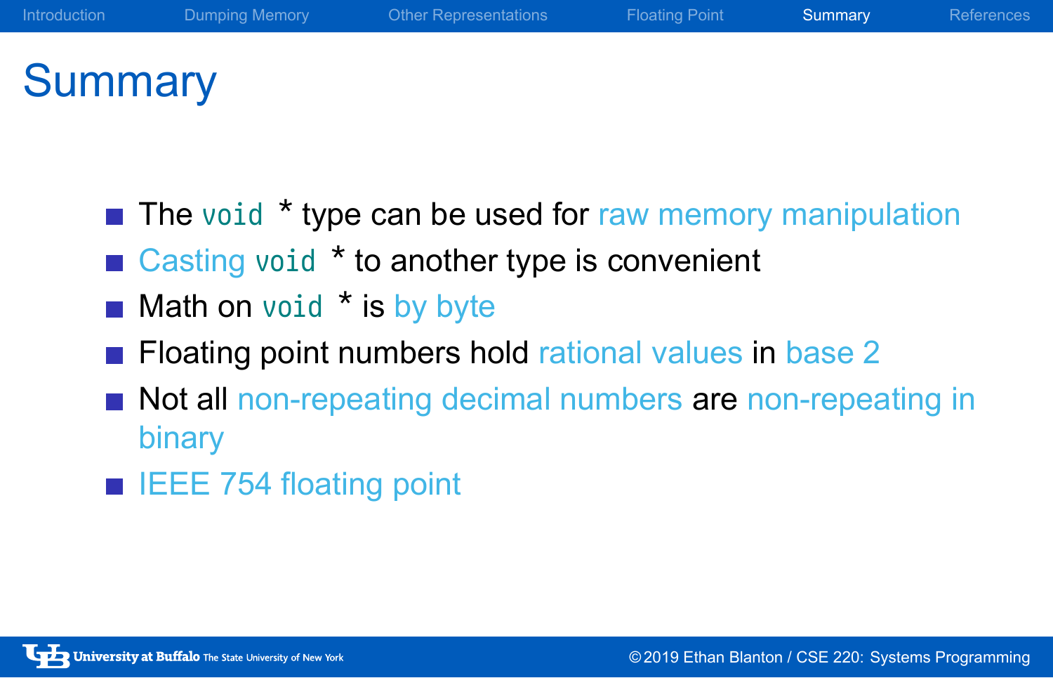# Summary

- The `void *` type can be used for raw memory manipulation
- Casting `void *` to another type is convenient
- Math on `void *` is by byte
- Floating point numbers hold rational values in base 2
- Not all non-repeating decimal numbers are non-repeating in binary
- IEEE 754 floating point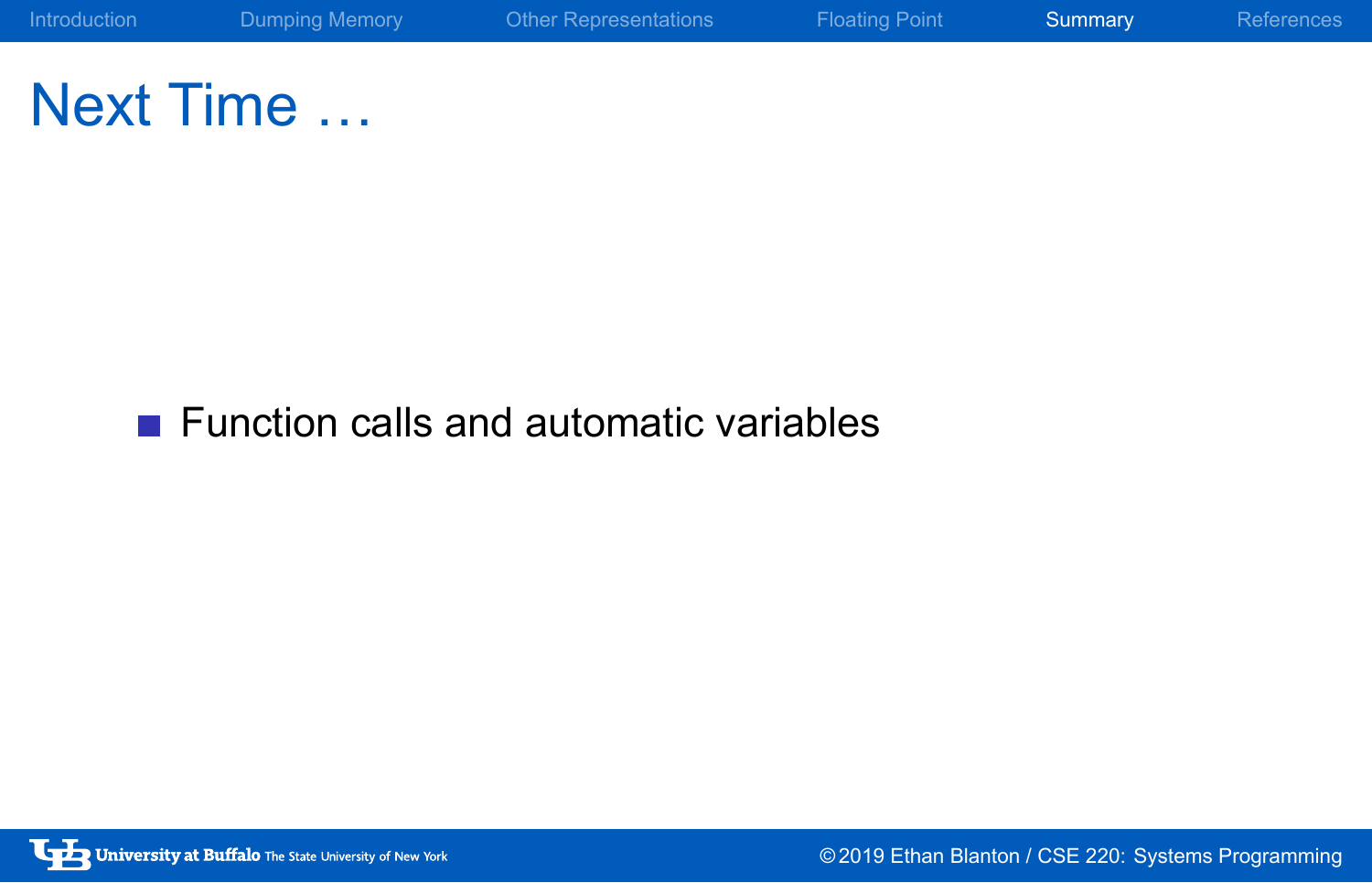# Next Time …

- Function calls and automatic variables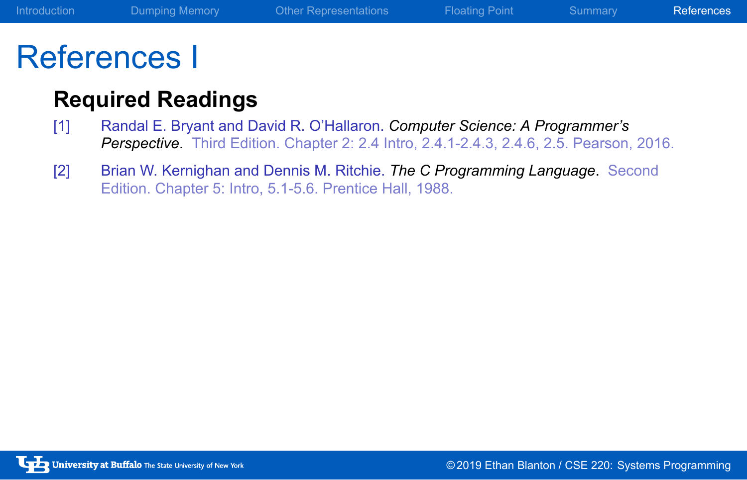# References I

## Required Readings

[1] Randal E. Bryant and David R. O'Hallaron. *Computer Science: A Programmer's Perspective*. Third Edition. Chapter 2: 2.4 Intro, 2.4.1-2.4.3, 2.4.6, 2.5. Pearson, 2016.

[2] Brian W. Kernighan and Dennis M. Ritchie. *The C Programming Language*. Second Edition. Chapter 5: Intro, 5.1-5.6. Prentice Hall, 1988.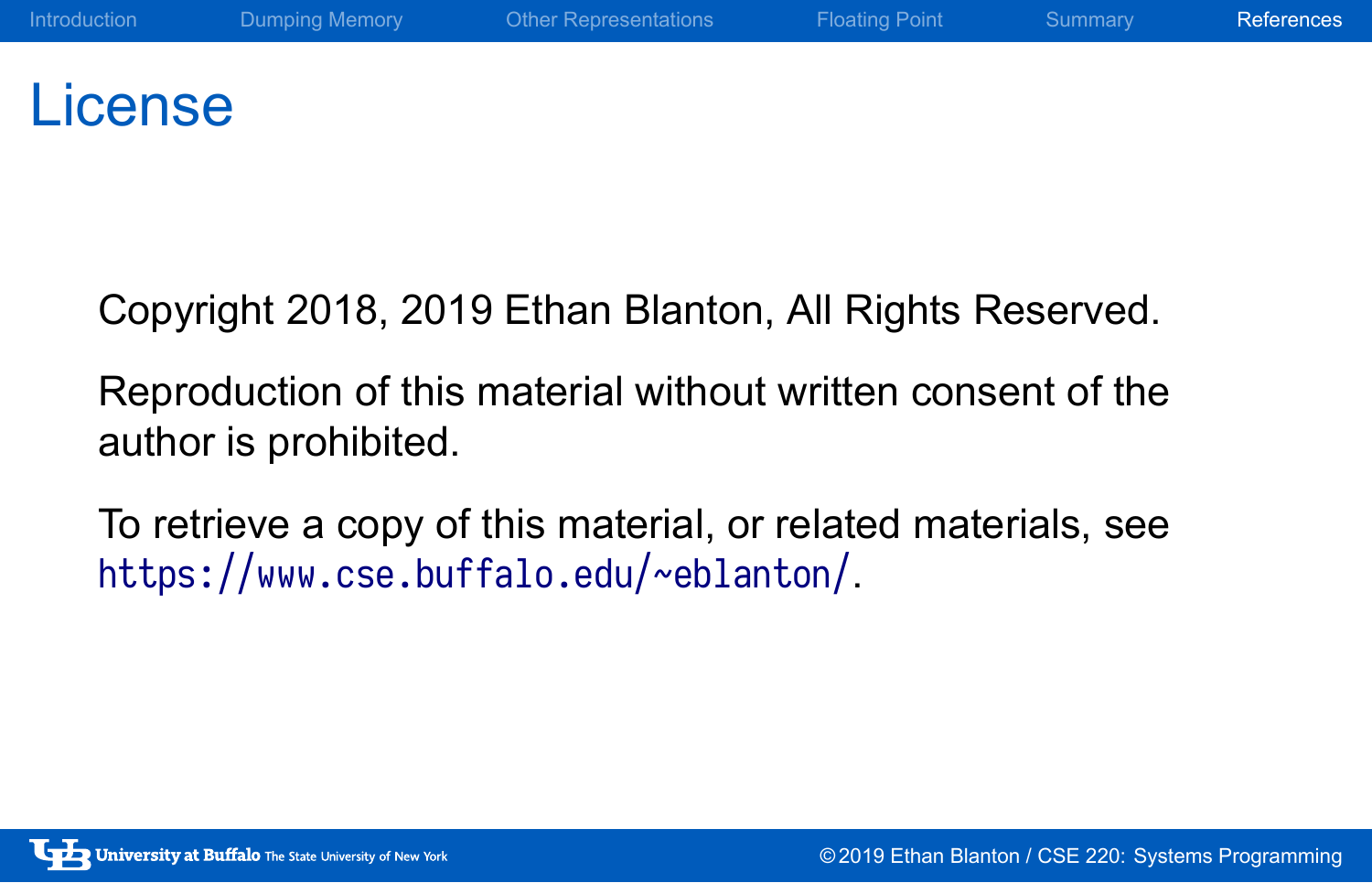# License

Copyright 2018, 2019 Ethan Blanton, All Rights Reserved.

Reproduction of this material without written consent of the author is prohibited.

To retrieve a copy of this material, or related materials, see `https://www.cse.buffalo.edu/~eblanton/`.